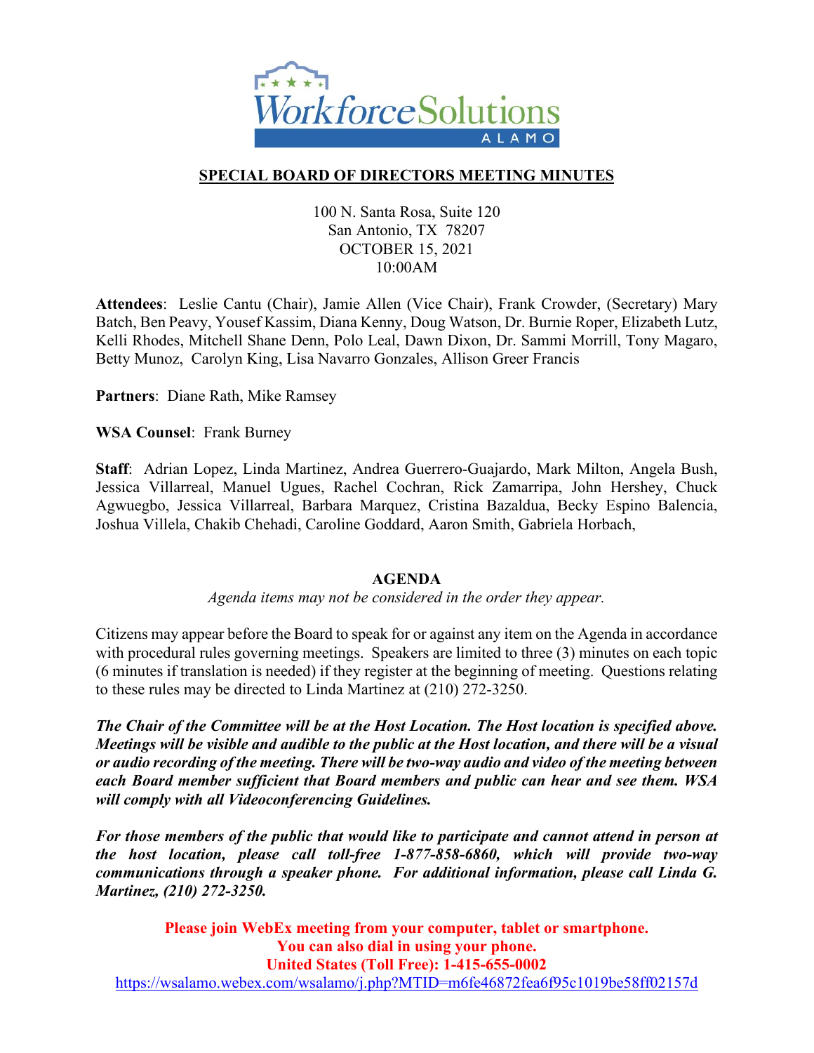## SPECIAL BOARD OF DIRECTORS MEETING MINUTES

100 N. Santa Rosa, Suite 120
San Antonio, TX 78207
OCTOBER 15, 2021
10:00AM

**Attendees**: Leslie Cantu (Chair), Jamie Allen (Vice Chair), Frank Crowder, (Secretary) Mary Batch, Ben Peavy, Yousef Kassim, Diana Kenny, Doug Watson, Dr. Burnie Roper, Elizabeth Lutz, Kelli Rhodes, Mitchell Shane Denn, Polo Leal, Dawn Dixon, Dr. Sammi Morrill, Tony Magaro, Betty Munoz, Carolyn King, Lisa Navarro Gonzales, Allison Greer Francis

**Partners**: Diane Rath, Mike Ramsey

**WSA Counsel**: Frank Burney

**Staff**: Adrian Lopez, Linda Martinez, Andrea Guerrero-Guajardo, Mark Milton, Angela Bush, Jessica Villarreal, Manuel Ugues, Rachel Cochran, Rick Zamarripa, John Hershey, Chuck Agwuegbo, Jessica Villarreal, Barbara Marquez, Cristina Bazaldua, Becky Espino Balencia, Joshua Villela, Chakib Chehadi, Caroline Goddard, Aaron Smith, Gabriela Horbach,

### AGENDA

*Agenda items may not be considered in the order they appear.*

Citizens may appear before the Board to speak for or against any item on the Agenda in accordance with procedural rules governing meetings. Speakers are limited to three (3) minutes on each topic (6 minutes if translation is needed) if they register at the beginning of meeting. Questions relating to these rules may be directed to Linda Martinez at (210) 272-3250.

***The Chair of the Committee will be at the Host Location. The Host location is specified above. Meetings will be visible and audible to the public at the Host location, and there will be a visual or audio recording of the meeting. There will be two-way audio and video of the meeting between each Board member sufficient that Board members and public can hear and see them. WSA will comply with all Videoconferencing Guidelines.***

***For those members of the public that would like to participate and cannot attend in person at the host location, please call toll-free 1-877-858-6860, which will provide two-way communications through a speaker phone. For additional information, please call Linda G. Martinez, (210) 272-3250.***

**Please join WebEx meeting from your computer, tablet or smartphone.**
**You can also dial in using your phone.**
**United States (Toll Free): 1-415-655-0002**
https://wsalamo.webex.com/wsalamo/j.php?MTID=m6fe46872fea6f95c1019be58ff02157d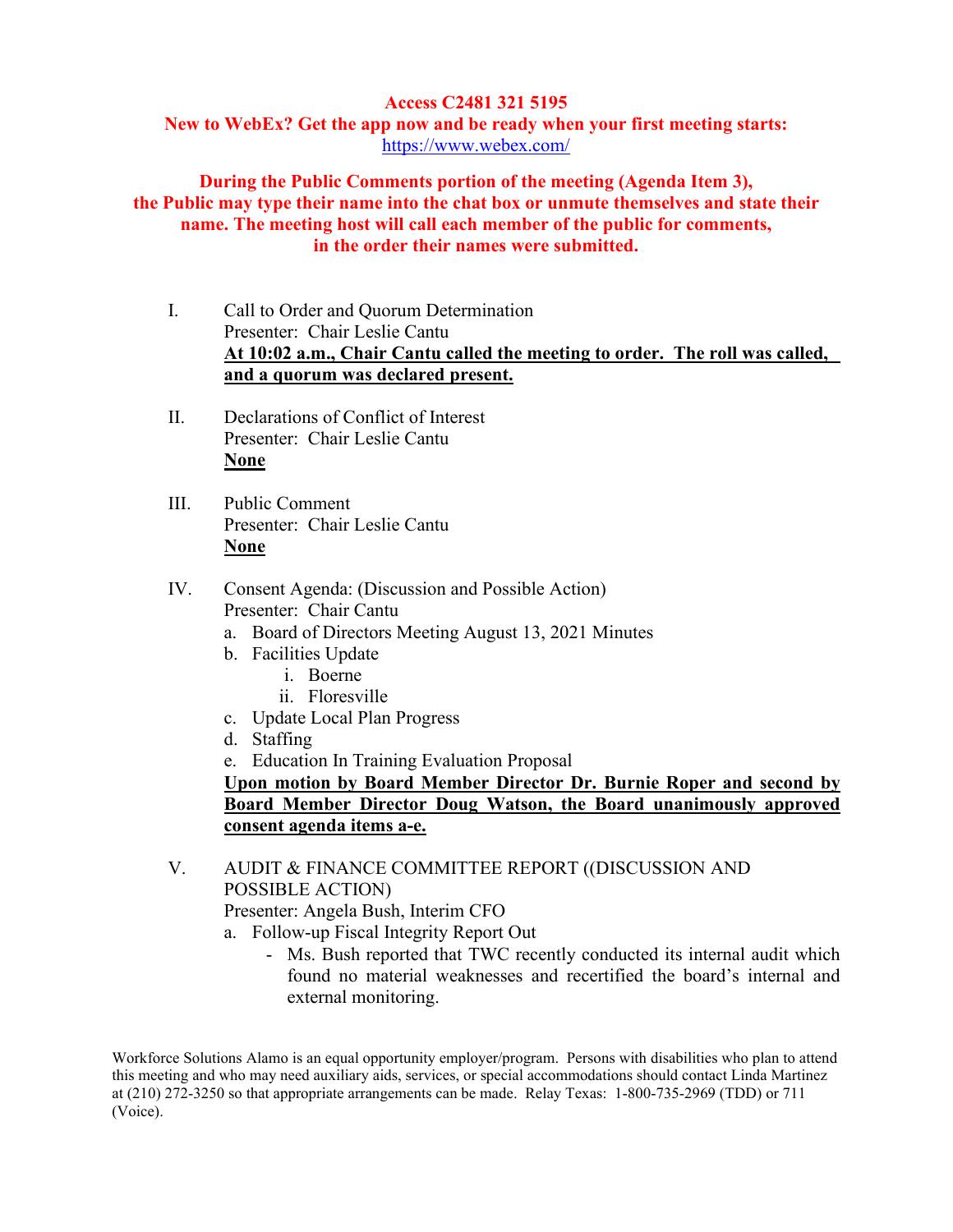**Access C2481 321 5195**
**New to WebEx? Get the app now and be ready when your first meeting starts:**
https://www.webex.com/

**During the Public Comments portion of the meeting (Agenda Item 3), the Public may type their name into the chat box or unmute themselves and state their name. The meeting host will call each member of the public for comments, in the order their names were submitted.**

I. Call to Order and Quorum Determination
Presenter: Chair Leslie Cantu
**At 10:02 a.m., Chair Cantu called the meeting to order. The roll was called, and a quorum was declared present.**

II. Declarations of Conflict of Interest
Presenter: Chair Leslie Cantu
**None**

III. Public Comment
Presenter: Chair Leslie Cantu
**None**

IV. Consent Agenda: (Discussion and Possible Action)
Presenter: Chair Cantu

a. Board of Directors Meeting August 13, 2021 Minutes
b. Facilities Update
    i. Boerne
    ii. Floresville
c. Update Local Plan Progress
d. Staffing
e. Education In Training Evaluation Proposal

**Upon motion by Board Member Director Dr. Burnie Roper and second by Board Member Director Doug Watson, the Board unanimously approved consent agenda items a-e.**

V. AUDIT & FINANCE COMMITTEE REPORT ((DISCUSSION AND POSSIBLE ACTION)
Presenter: Angela Bush, Interim CFO

a. Follow-up Fiscal Integrity Report Out
    - Ms. Bush reported that TWC recently conducted its internal audit which found no material weaknesses and recertified the board's internal and external monitoring.

Workforce Solutions Alamo is an equal opportunity employer/program. Persons with disabilities who plan to attend this meeting and who may need auxiliary aids, services, or special accommodations should contact Linda Martinez at (210) 272-3250 so that appropriate arrangements can be made. Relay Texas: 1-800-735-2969 (TDD) or 711 (Voice).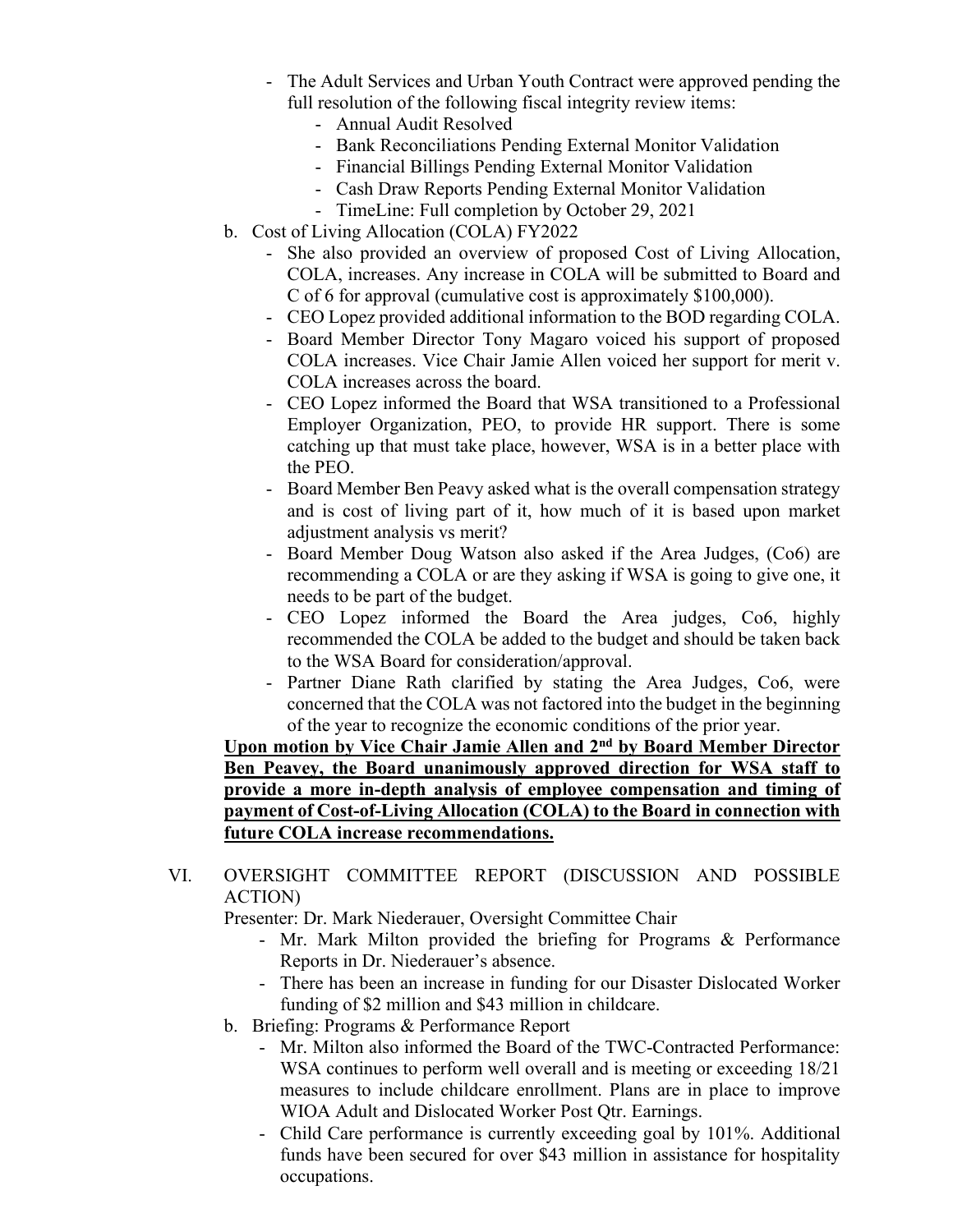- The Adult Services and Urban Youth Contract were approved pending the full resolution of the following fiscal integrity review items:
    - Annual Audit Resolved
    - Bank Reconciliations Pending External Monitor Validation
    - Financial Billings Pending External Monitor Validation
    - Cash Draw Reports Pending External Monitor Validation
    - TimeLine: Full completion by October 29, 2021

b. Cost of Living Allocation (COLA) FY2022
- She also provided an overview of proposed Cost of Living Allocation, COLA, increases. Any increase in COLA will be submitted to Board and C of 6 for approval (cumulative cost is approximately $100,000).
- CEO Lopez provided additional information to the BOD regarding COLA.
- Board Member Director Tony Magaro voiced his support of proposed COLA increases. Vice Chair Jamie Allen voiced her support for merit v. COLA increases across the board.
- CEO Lopez informed the Board that WSA transitioned to a Professional Employer Organization, PEO, to provide HR support. There is some catching up that must take place, however, WSA is in a better place with the PEO.
- Board Member Ben Peavy asked what is the overall compensation strategy and is cost of living part of it, how much of it is based upon market adjustment analysis vs merit?
- Board Member Doug Watson also asked if the Area Judges, (Co6) are recommending a COLA or are they asking if WSA is going to give one, it needs to be part of the budget.
- CEO Lopez informed the Board the Area judges, Co6, highly recommended the COLA be added to the budget and should be taken back to the WSA Board for consideration/approval.
- Partner Diane Rath clarified by stating the Area Judges, Co6, were concerned that the COLA was not factored into the budget in the beginning of the year to recognize the economic conditions of the prior year.

**Upon motion by Vice Chair Jamie Allen and 2nd by Board Member Director Ben Peavey, the Board unanimously approved direction for WSA staff to provide a more in-depth analysis of employee compensation and timing of payment of Cost-of-Living Allocation (COLA) to the Board in connection with future COLA increase recommendations.**

VI. OVERSIGHT COMMITTEE REPORT (DISCUSSION AND POSSIBLE ACTION)

Presenter: Dr. Mark Niederauer, Oversight Committee Chair
- Mr. Mark Milton provided the briefing for Programs & Performance Reports in Dr. Niederauer's absence.
- There has been an increase in funding for our Disaster Dislocated Worker funding of $2 million and $43 million in childcare.

b. Briefing: Programs & Performance Report
- Mr. Milton also informed the Board of the TWC-Contracted Performance: WSA continues to perform well overall and is meeting or exceeding 18/21 measures to include childcare enrollment. Plans are in place to improve WIOA Adult and Dislocated Worker Post Qtr. Earnings.
- Child Care performance is currently exceeding goal by 101%. Additional funds have been secured for over $43 million in assistance for hospitality occupations.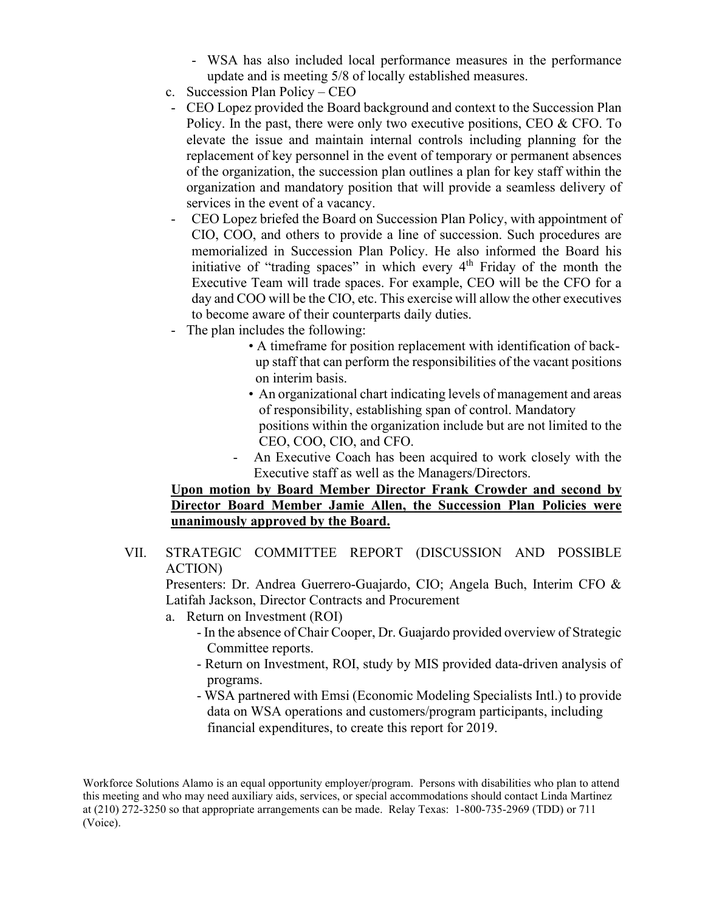- WSA has also included local performance measures in the performance update and is meeting 5/8 of locally established measures.

c. Succession Plan Policy – CEO

- CEO Lopez provided the Board background and context to the Succession Plan Policy. In the past, there were only two executive positions, CEO & CFO. To elevate the issue and maintain internal controls including planning for the replacement of key personnel in the event of temporary or permanent absences of the organization, the succession plan outlines a plan for key staff within the organization and mandatory position that will provide a seamless delivery of services in the event of a vacancy.
- CEO Lopez briefed the Board on Succession Plan Policy, with appointment of CIO, COO, and others to provide a line of succession. Such procedures are memorialized in Succession Plan Policy. He also informed the Board his initiative of "trading spaces" in which every 4th Friday of the month the Executive Team will trade spaces. For example, CEO will be the CFO for a day and COO will be the CIO, etc. This exercise will allow the other executives to become aware of their counterparts daily duties.
- The plan includes the following:
  - A timeframe for position replacement with identification of back-up staff that can perform the responsibilities of the vacant positions on interim basis.
  - An organizational chart indicating levels of management and areas of responsibility, establishing span of control. Mandatory positions within the organization include but are not limited to the CEO, COO, CIO, and CFO.
  - An Executive Coach has been acquired to work closely with the Executive staff as well as the Managers/Directors.

**Upon motion by Board Member Director Frank Crowder and second by Director Board Member Jamie Allen, the Succession Plan Policies were unanimously approved by the Board.**

VII. STRATEGIC COMMITTEE REPORT (DISCUSSION AND POSSIBLE ACTION)

Presenters: Dr. Andrea Guerrero-Guajardo, CIO; Angela Buch, Interim CFO & Latifah Jackson, Director Contracts and Procurement

a. Return on Investment (ROI)

- In the absence of Chair Cooper, Dr. Guajardo provided overview of Strategic Committee reports.
- Return on Investment, ROI, study by MIS provided data-driven analysis of programs.
- WSA partnered with Emsi (Economic Modeling Specialists Intl.) to provide data on WSA operations and customers/program participants, including financial expenditures, to create this report for 2019.

Workforce Solutions Alamo is an equal opportunity employer/program. Persons with disabilities who plan to attend this meeting and who may need auxiliary aids, services, or special accommodations should contact Linda Martinez at (210) 272-3250 so that appropriate arrangements can be made. Relay Texas: 1-800-735-2969 (TDD) or 711 (Voice).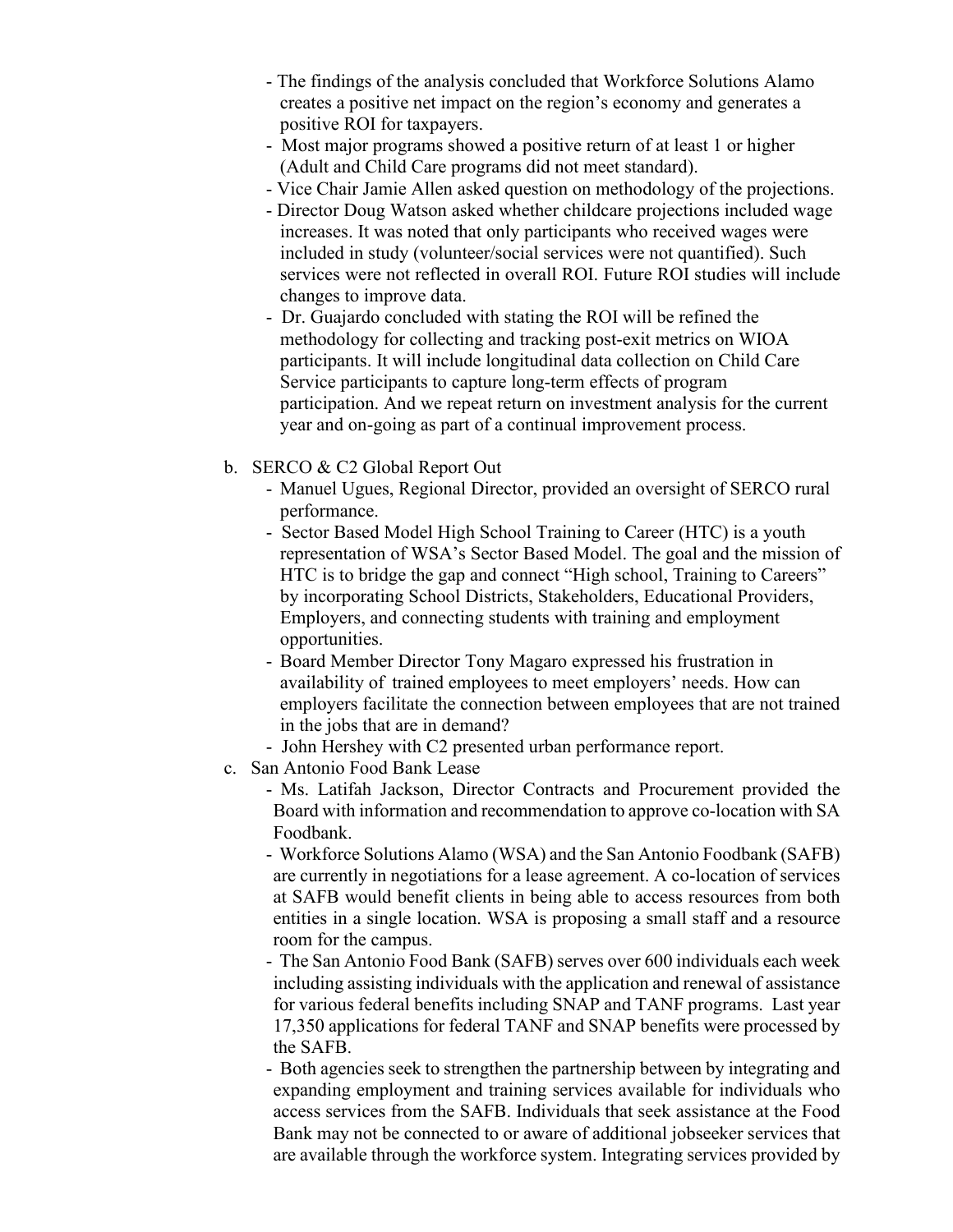- The findings of the analysis concluded that Workforce Solutions Alamo creates a positive net impact on the region's economy and generates a positive ROI for taxpayers.
- Most major programs showed a positive return of at least 1 or higher (Adult and Child Care programs did not meet standard).
- Vice Chair Jamie Allen asked question on methodology of the projections.
- Director Doug Watson asked whether childcare projections included wage increases. It was noted that only participants who received wages were included in study (volunteer/social services were not quantified). Such services were not reflected in overall ROI. Future ROI studies will include changes to improve data.
- Dr. Guajardo concluded with stating the ROI will be refined the methodology for collecting and tracking post-exit metrics on WIOA participants. It will include longitudinal data collection on Child Care Service participants to capture long-term effects of program participation. And we repeat return on investment analysis for the current year and on-going as part of a continual improvement process.

b. SERCO & C2 Global Report Out
   - Manuel Ugues, Regional Director, provided an oversight of SERCO rural performance.
   - Sector Based Model High School Training to Career (HTC) is a youth representation of WSA's Sector Based Model. The goal and the mission of HTC is to bridge the gap and connect "High school, Training to Careers" by incorporating School Districts, Stakeholders, Educational Providers, Employers, and connecting students with training and employment opportunities.
   - Board Member Director Tony Magaro expressed his frustration in availability of trained employees to meet employers' needs. How can employers facilitate the connection between employees that are not trained in the jobs that are in demand?
   - John Hershey with C2 presented urban performance report.

c. San Antonio Food Bank Lease
   - Ms. Latifah Jackson, Director Contracts and Procurement provided the Board with information and recommendation to approve co-location with SA Foodbank.
   - Workforce Solutions Alamo (WSA) and the San Antonio Foodbank (SAFB) are currently in negotiations for a lease agreement. A co-location of services at SAFB would benefit clients in being able to access resources from both entities in a single location. WSA is proposing a small staff and a resource room for the campus.
   - The San Antonio Food Bank (SAFB) serves over 600 individuals each week including assisting individuals with the application and renewal of assistance for various federal benefits including SNAP and TANF programs. Last year 17,350 applications for federal TANF and SNAP benefits were processed by the SAFB.
   - Both agencies seek to strengthen the partnership between by integrating and expanding employment and training services available for individuals who access services from the SAFB. Individuals that seek assistance at the Food Bank may not be connected to or aware of additional jobseeker services that are available through the workforce system. Integrating services provided by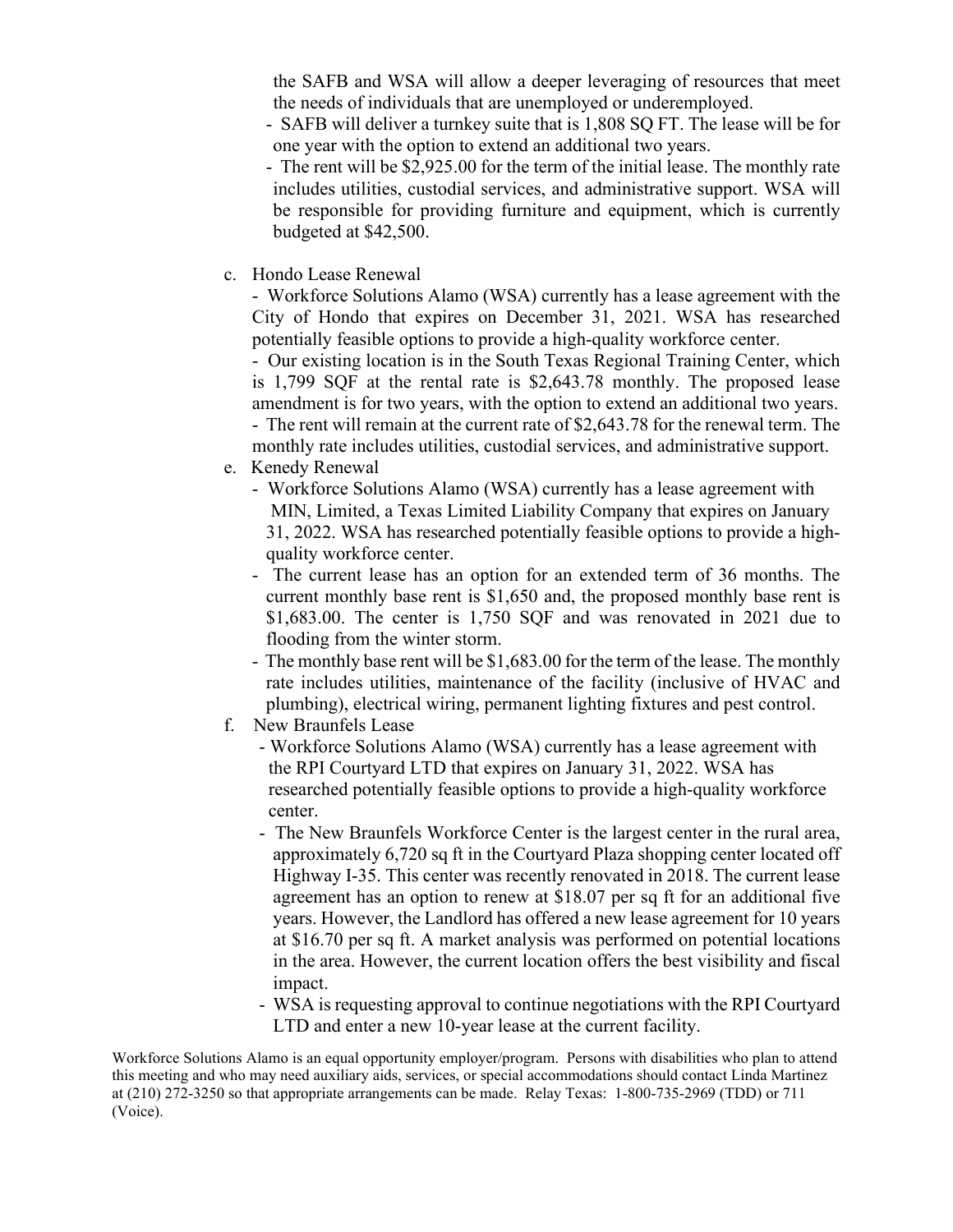the SAFB and WSA will allow a deeper leveraging of resources that meet the needs of individuals that are unemployed or underemployed.

- SAFB will deliver a turnkey suite that is 1,808 SQ FT. The lease will be for one year with the option to extend an additional two years.
- The rent will be $2,925.00 for the term of the initial lease. The monthly rate includes utilities, custodial services, and administrative support. WSA will be responsible for providing furniture and equipment, which is currently budgeted at $42,500.

c. Hondo Lease Renewal

- Workforce Solutions Alamo (WSA) currently has a lease agreement with the City of Hondo that expires on December 31, 2021. WSA has researched potentially feasible options to provide a high-quality workforce center.
- Our existing location is in the South Texas Regional Training Center, which is 1,799 SQF at the rental rate is $2,643.78 monthly. The proposed lease amendment is for two years, with the option to extend an additional two years.
- The rent will remain at the current rate of $2,643.78 for the renewal term. The monthly rate includes utilities, custodial services, and administrative support.

e. Kenedy Renewal

- Workforce Solutions Alamo (WSA) currently has a lease agreement with MIN, Limited, a Texas Limited Liability Company that expires on January 31, 2022. WSA has researched potentially feasible options to provide a high-quality workforce center.
- The current lease has an option for an extended term of 36 months. The current monthly base rent is $1,650 and, the proposed monthly base rent is $1,683.00. The center is 1,750 SQF and was renovated in 2021 due to flooding from the winter storm.
- The monthly base rent will be $1,683.00 for the term of the lease. The monthly rate includes utilities, maintenance of the facility (inclusive of HVAC and plumbing), electrical wiring, permanent lighting fixtures and pest control.

f. New Braunfels Lease

- Workforce Solutions Alamo (WSA) currently has a lease agreement with the RPI Courtyard LTD that expires on January 31, 2022. WSA has researched potentially feasible options to provide a high-quality workforce center.
- The New Braunfels Workforce Center is the largest center in the rural area, approximately 6,720 sq ft in the Courtyard Plaza shopping center located off Highway I-35. This center was recently renovated in 2018. The current lease agreement has an option to renew at $18.07 per sq ft for an additional five years. However, the Landlord has offered a new lease agreement for 10 years at $16.70 per sq ft. A market analysis was performed on potential locations in the area. However, the current location offers the best visibility and fiscal impact.
- WSA is requesting approval to continue negotiations with the RPI Courtyard LTD and enter a new 10-year lease at the current facility.

Workforce Solutions Alamo is an equal opportunity employer/program. Persons with disabilities who plan to attend this meeting and who may need auxiliary aids, services, or special accommodations should contact Linda Martinez at (210) 272-3250 so that appropriate arrangements can be made. Relay Texas: 1-800-735-2969 (TDD) or 711 (Voice).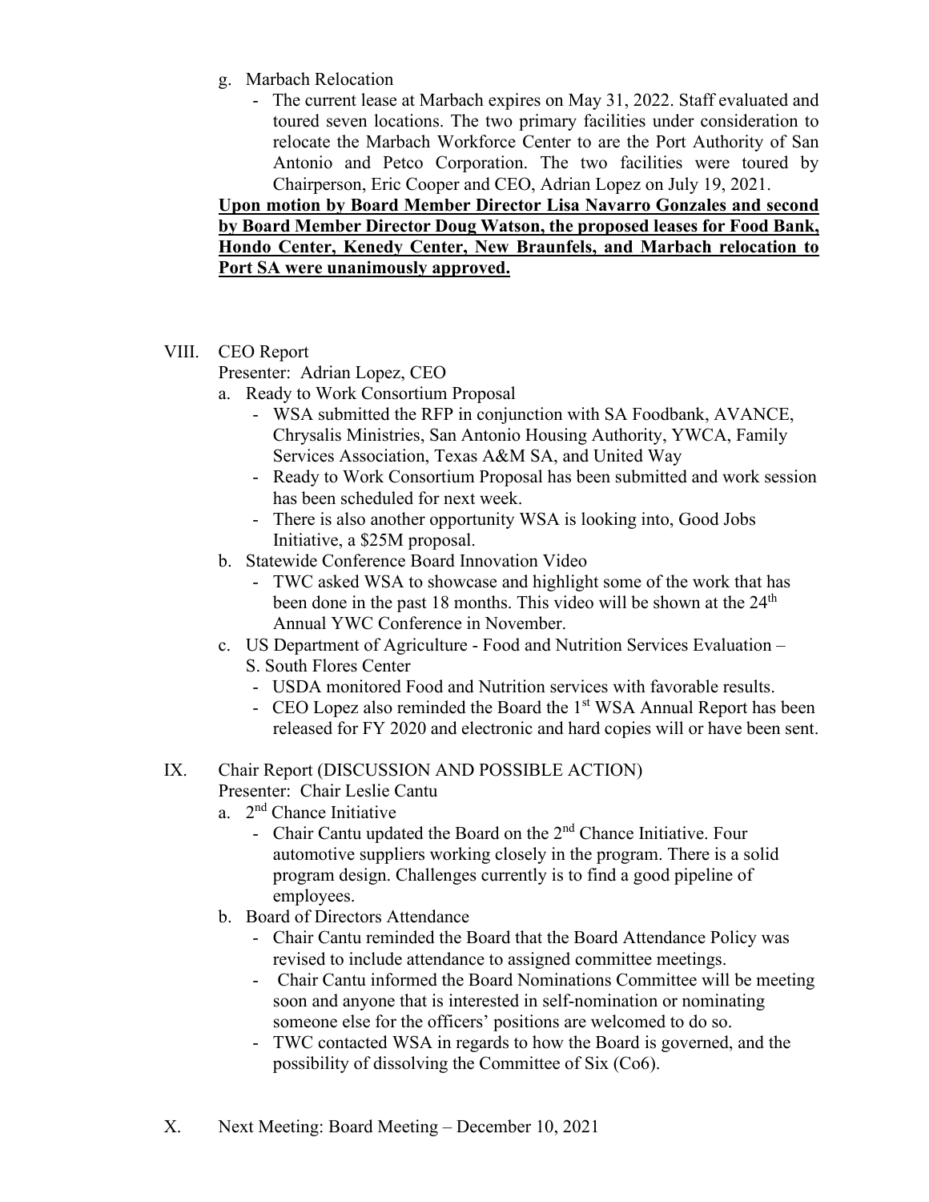g. Marbach Relocation
   - The current lease at Marbach expires on May 31, 2022. Staff evaluated and toured seven locations. The two primary facilities under consideration to relocate the Marbach Workforce Center to are the Port Authority of San Antonio and Petco Corporation. The two facilities were toured by Chairperson, Eric Cooper and CEO, Adrian Lopez on July 19, 2021.

**Upon motion by Board Member Director Lisa Navarro Gonzales and second by Board Member Director Doug Watson, the proposed leases for Food Bank, Hondo Center, Kenedy Center, New Braunfels, and Marbach relocation to Port SA were unanimously approved.**

VIII. CEO Report

Presenter: Adrian Lopez, CEO

a. Ready to Work Consortium Proposal
   - WSA submitted the RFP in conjunction with SA Foodbank, AVANCE, Chrysalis Ministries, San Antonio Housing Authority, YWCA, Family Services Association, Texas A&M SA, and United Way
   - Ready to Work Consortium Proposal has been submitted and work session has been scheduled for next week.
   - There is also another opportunity WSA is looking into, Good Jobs Initiative, a $25M proposal.

b. Statewide Conference Board Innovation Video
   - TWC asked WSA to showcase and highlight some of the work that has been done in the past 18 months. This video will be shown at the 24th Annual YWC Conference in November.

c. US Department of Agriculture - Food and Nutrition Services Evaluation – S. South Flores Center
   - USDA monitored Food and Nutrition services with favorable results.
   - CEO Lopez also reminded the Board the 1st WSA Annual Report has been released for FY 2020 and electronic and hard copies will or have been sent.

IX. Chair Report (DISCUSSION AND POSSIBLE ACTION)

Presenter: Chair Leslie Cantu

a. 2nd Chance Initiative
   - Chair Cantu updated the Board on the 2nd Chance Initiative. Four automotive suppliers working closely in the program. There is a solid program design. Challenges currently is to find a good pipeline of employees.

b. Board of Directors Attendance
   - Chair Cantu reminded the Board that the Board Attendance Policy was revised to include attendance to assigned committee meetings.
   - Chair Cantu informed the Board Nominations Committee will be meeting soon and anyone that is interested in self-nomination or nominating someone else for the officers' positions are welcomed to do so.
   - TWC contacted WSA in regards to how the Board is governed, and the possibility of dissolving the Committee of Six (Co6).

X. Next Meeting: Board Meeting – December 10, 2021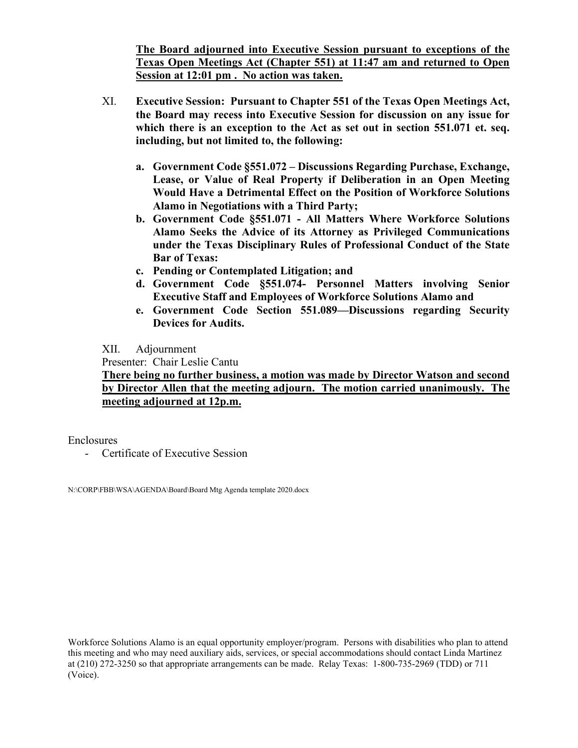**The Board adjourned into Executive Session pursuant to exceptions of the Texas Open Meetings Act (Chapter 551) at 11:47 am and returned to Open Session at 12:01 pm . No action was taken.**

XI. **Executive Session: Pursuant to Chapter 551 of the Texas Open Meetings Act, the Board may recess into Executive Session for discussion on any issue for which there is an exception to the Act as set out in section 551.071 et. seq. including, but not limited to, the following:**

a. **Government Code §551.072 – Discussions Regarding Purchase, Exchange, Lease, or Value of Real Property if Deliberation in an Open Meeting Would Have a Detrimental Effect on the Position of Workforce Solutions Alamo in Negotiations with a Third Party;**
b. **Government Code §551.071 - All Matters Where Workforce Solutions Alamo Seeks the Advice of its Attorney as Privileged Communications under the Texas Disciplinary Rules of Professional Conduct of the State Bar of Texas:**
c. **Pending or Contemplated Litigation; and**
d. **Government Code §551.074- Personnel Matters involving Senior Executive Staff and Employees of Workforce Solutions Alamo and**
e. **Government Code Section 551.089—Discussions regarding Security Devices for Audits.**

XII. Adjournment

Presenter: Chair Leslie Cantu

**There being no further business, a motion was made by Director Watson and second by Director Allen that the meeting adjourn. The motion carried unanimously. The meeting adjourned at 12p.m.**

Enclosures

- Certificate of Executive Session

N:\CORP\FBB\WSA\AGENDA\Board\Board Mtg Agenda template 2020.docx

Workforce Solutions Alamo is an equal opportunity employer/program. Persons with disabilities who plan to attend this meeting and who may need auxiliary aids, services, or special accommodations should contact Linda Martinez at (210) 272-3250 so that appropriate arrangements can be made. Relay Texas: 1-800-735-2969 (TDD) or 711 (Voice).